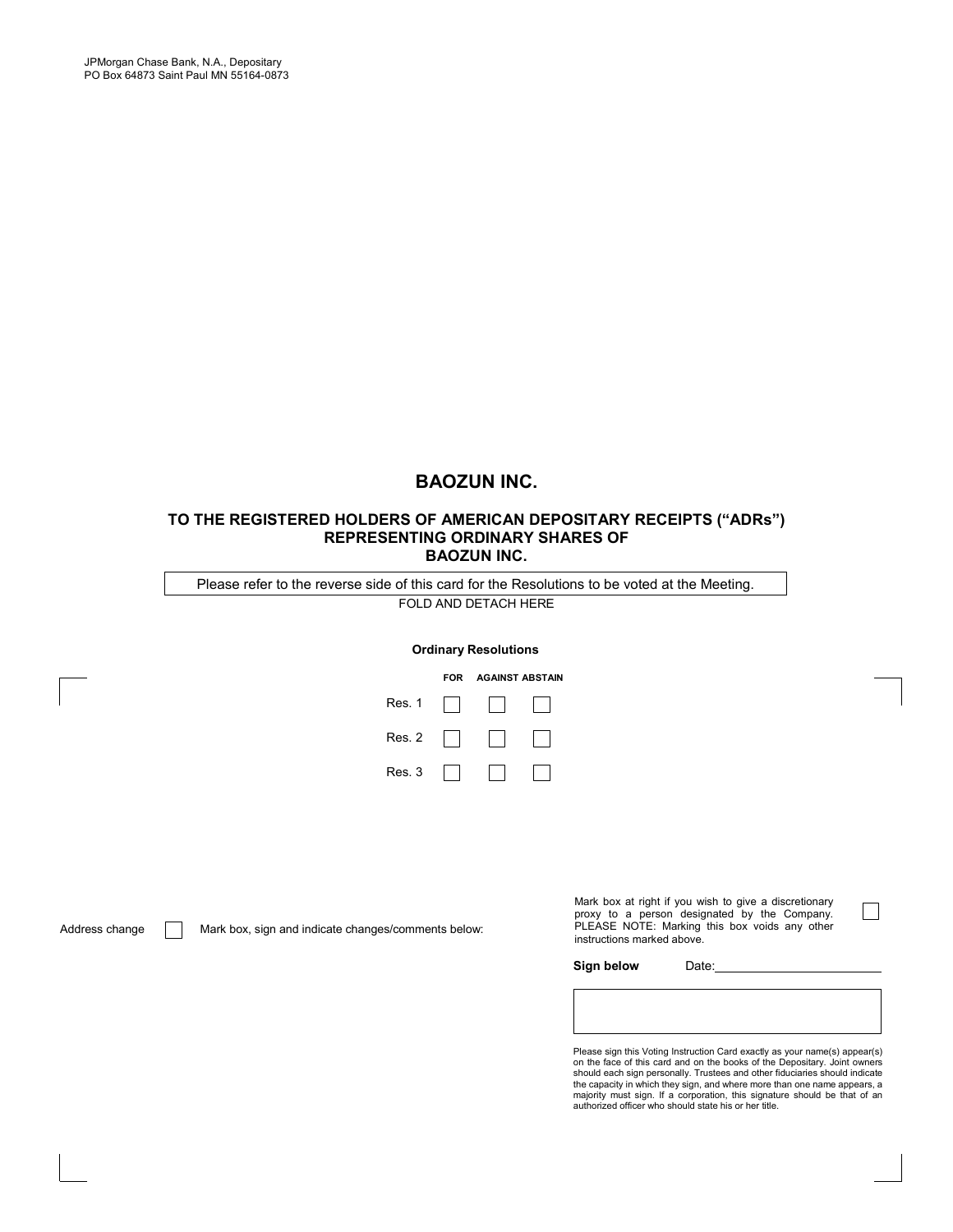JPMorgan Chase Bank, N.A., Depositary
PO Box 64873 Saint Paul MN 55164-0873

# BAOZUN INC.

## TO THE REGISTERED HOLDERS OF AMERICAN DEPOSITARY RECEIPTS (“ADRs”) REPRESENTING ORDINARY SHARES OF BAOZUN INC.

Please refer to the reverse side of this card for the Resolutions to be voted at the Meeting.

FOLD AND DETACH HERE

**Ordinary Resolutions**

| | FOR | AGAINST | ABSTAIN |
|---|---|---|---|
| Res. 1 | ☐ | ☐ | ☐ |
| Res. 2 | ☐ | ☐ | ☐ |
| Res. 3 | ☐ | ☐ | ☐ |

Address change ☐ Mark box, sign and indicate changes/comments below:

Mark box at right if you wish to give a discretionary proxy to a person designated by the Company. PLEASE NOTE: Marking this box voids any other instructions marked above. ☐

**Sign below** Date:\_\_\_\_\_\_\_\_\_\_\_\_\_\_\_\_\_\_\_\_\_\_

Please sign this Voting Instruction Card exactly as your name(s) appear(s) on the face of this card and on the books of the Depositary. Joint owners should each sign personally. Trustees and other fiduciaries should indicate the capacity in which they sign, and where more than one name appears, a majority must sign. If a corporation, this signature should be that of an authorized officer who should state his or her title.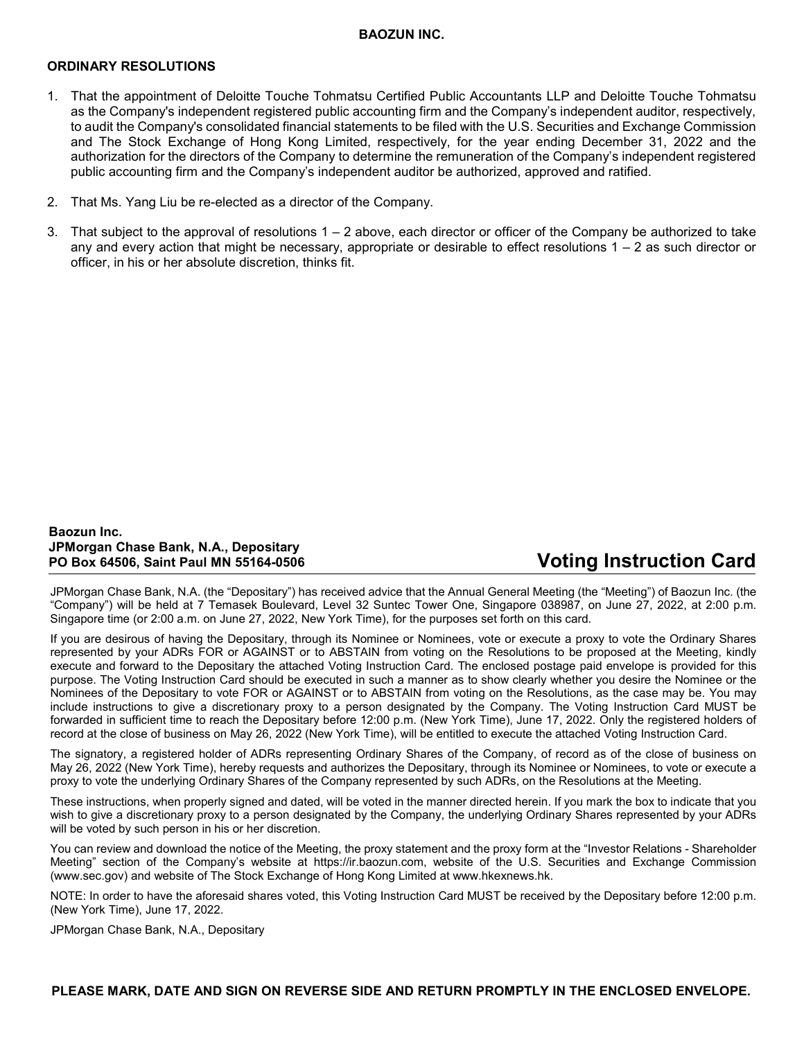**BAOZUN INC.**

## ORDINARY RESOLUTIONS

1. That the appointment of Deloitte Touche Tohmatsu Certified Public Accountants LLP and Deloitte Touche Tohmatsu as the Company's independent registered public accounting firm and the Company's independent auditor, respectively, to audit the Company's consolidated financial statements to be filed with the U.S. Securities and Exchange Commission and The Stock Exchange of Hong Kong Limited, respectively, for the year ending December 31, 2022 and the authorization for the directors of the Company to determine the remuneration of the Company's independent registered public accounting firm and the Company's independent auditor be authorized, approved and ratified.

2. That Ms. Yang Liu be re-elected as a director of the Company.

3. That subject to the approval of resolutions 1 – 2 above, each director or officer of the Company be authorized to take any and every action that might be necessary, appropriate or desirable to effect resolutions 1 – 2 as such director or officer, in his or her absolute discretion, thinks fit.

**Baozun Inc.**
**JPMorgan Chase Bank, N.A., Depositary**
**PO Box 64506, Saint Paul MN 55164-0506**

# Voting Instruction Card

JPMorgan Chase Bank, N.A. (the "Depositary") has received advice that the Annual General Meeting (the "Meeting") of Baozun Inc. (the "Company") will be held at 7 Temasek Boulevard, Level 32 Suntec Tower One, Singapore 038987, on June 27, 2022, at 2:00 p.m. Singapore time (or 2:00 a.m. on June 27, 2022, New York Time), for the purposes set forth on this card.

If you are desirous of having the Depositary, through its Nominee or Nominees, vote or execute a proxy to vote the Ordinary Shares represented by your ADRs FOR or AGAINST or to ABSTAIN from voting on the Resolutions to be proposed at the Meeting, kindly execute and forward to the Depositary the attached Voting Instruction Card. The enclosed postage paid envelope is provided for this purpose. The Voting Instruction Card should be executed in such a manner as to show clearly whether you desire the Nominee or the Nominees of the Depositary to vote FOR or AGAINST or to ABSTAIN from voting on the Resolutions, as the case may be. You may include instructions to give a discretionary proxy to a person designated by the Company. The Voting Instruction Card MUST be forwarded in sufficient time to reach the Depositary before 12:00 p.m. (New York Time), June 17, 2022. Only the registered holders of record at the close of business on May 26, 2022 (New York Time), will be entitled to execute the attached Voting Instruction Card.

The signatory, a registered holder of ADRs representing Ordinary Shares of the Company, of record as of the close of business on May 26, 2022 (New York Time), hereby requests and authorizes the Depositary, through its Nominee or Nominees, to vote or execute a proxy to vote the underlying Ordinary Shares of the Company represented by such ADRs, on the Resolutions at the Meeting.

These instructions, when properly signed and dated, will be voted in the manner directed herein. If you mark the box to indicate that you wish to give a discretionary proxy to a person designated by the Company, the underlying Ordinary Shares represented by your ADRs will be voted by such person in his or her discretion.

You can review and download the notice of the Meeting, the proxy statement and the proxy form at the "Investor Relations - Shareholder Meeting" section of the Company's website at https://ir.baozun.com, website of the U.S. Securities and Exchange Commission (www.sec.gov) and website of The Stock Exchange of Hong Kong Limited at www.hkexnews.hk.

NOTE: In order to have the aforesaid shares voted, this Voting Instruction Card MUST be received by the Depositary before 12:00 p.m. (New York Time), June 17, 2022.

JPMorgan Chase Bank, N.A., Depositary

**PLEASE MARK, DATE AND SIGN ON REVERSE SIDE AND RETURN PROMPTLY IN THE ENCLOSED ENVELOPE.**